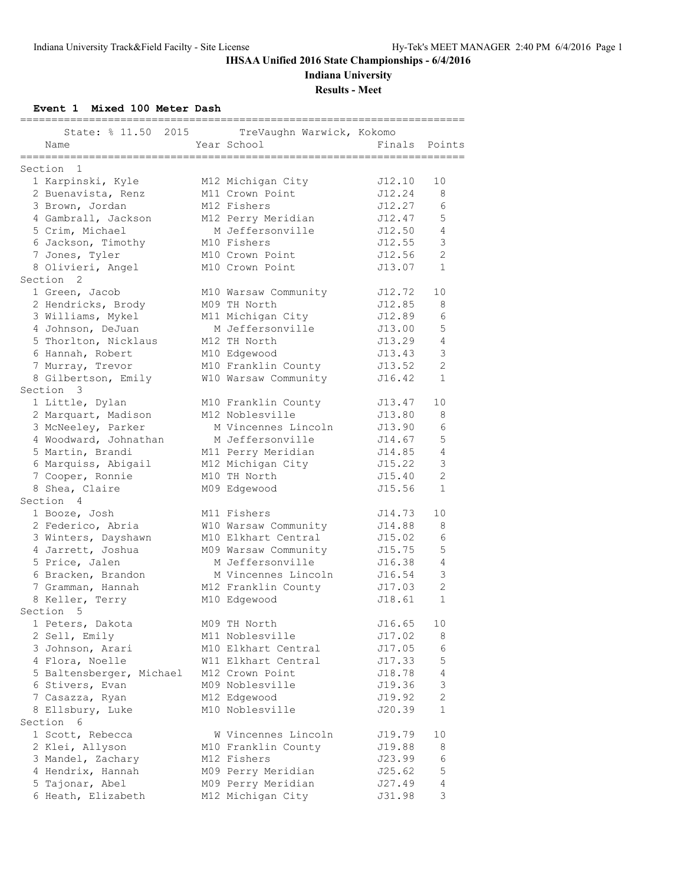# IHSAA Unified 2016 State Championships - 6/4/2016

## Indiana University

### Results - Meet

**Event 1 Mixed 100 Meter Dash**

State: % 11.50 2015 TreVaughn Warwick, Kokomo

| Name | Year | School | Finals | Points |
|---|---|---|---|---|
| **Section 1** | | | | |
| 1 Karpinski, Kyle | M12 | Michigan City | J12.10 | 10 |
| 2 Buenavista, Renz | M11 | Crown Point | J12.24 | 8 |
| 3 Brown, Jordan | M12 | Fishers | J12.27 | 6 |
| 4 Gambrall, Jackson | M12 | Perry Meridian | J12.47 | 5 |
| 5 Crim, Michael | M | Jeffersonville | J12.50 | 4 |
| 6 Jackson, Timothy | M10 | Fishers | J12.55 | 3 |
| 7 Jones, Tyler | M10 | Crown Point | J12.56 | 2 |
| 8 Olivieri, Angel | M10 | Crown Point | J13.07 | 1 |
| **Section 2** | | | | |
| 1 Green, Jacob | M10 | Warsaw Community | J12.72 | 10 |
| 2 Hendricks, Brody | M09 | TH North | J12.85 | 8 |
| 3 Williams, Mykel | M11 | Michigan City | J12.89 | 6 |
| 4 Johnson, DeJuan | M | Jeffersonville | J13.00 | 5 |
| 5 Thorlton, Nicklaus | M12 | TH North | J13.29 | 4 |
| 6 Hannah, Robert | M10 | Edgewood | J13.43 | 3 |
| 7 Murray, Trevor | M10 | Franklin County | J13.52 | 2 |
| 8 Gilbertson, Emily | W10 | Warsaw Community | J16.42 | 1 |
| **Section 3** | | | | |
| 1 Little, Dylan | M10 | Franklin County | J13.47 | 10 |
| 2 Marquart, Madison | M12 | Noblesville | J13.80 | 8 |
| 3 McNeeley, Parker | M | Vincennes Lincoln | J13.90 | 6 |
| 4 Woodward, Johnathan | M | Jeffersonville | J14.67 | 5 |
| 5 Martin, Brandi | M11 | Perry Meridian | J14.85 | 4 |
| 6 Marquiss, Abigail | M12 | Michigan City | J15.22 | 3 |
| 7 Cooper, Ronnie | M10 | TH North | J15.40 | 2 |
| 8 Shea, Claire | M09 | Edgewood | J15.56 | 1 |
| **Section 4** | | | | |
| 1 Booze, Josh | M11 | Fishers | J14.73 | 10 |
| 2 Federico, Abria | W10 | Warsaw Community | J14.88 | 8 |
| 3 Winters, Dayshawn | M10 | Elkhart Central | J15.02 | 6 |
| 4 Jarrett, Joshua | M09 | Warsaw Community | J15.75 | 5 |
| 5 Price, Jalen | M | Jeffersonville | J16.38 | 4 |
| 6 Bracken, Brandon | M | Vincennes Lincoln | J16.54 | 3 |
| 7 Gramman, Hannah | M12 | Franklin County | J17.03 | 2 |
| 8 Keller, Terry | M10 | Edgewood | J18.61 | 1 |
| **Section 5** | | | | |
| 1 Peters, Dakota | M09 | TH North | J16.65 | 10 |
| 2 Sell, Emily | M11 | Noblesville | J17.02 | 8 |
| 3 Johnson, Arari | M10 | Elkhart Central | J17.05 | 6 |
| 4 Flora, Noelle | W11 | Elkhart Central | J17.33 | 5 |
| 5 Baltensberger, Michael | M12 | Crown Point | J18.78 | 4 |
| 6 Stivers, Evan | M09 | Noblesville | J19.36 | 3 |
| 7 Casazza, Ryan | M12 | Edgewood | J19.92 | 2 |
| 8 Ellsbury, Luke | M10 | Noblesville | J20.39 | 1 |
| **Section 6** | | | | |
| 1 Scott, Rebecca | W | Vincennes Lincoln | J19.79 | 10 |
| 2 Klei, Allyson | M10 | Franklin County | J19.88 | 8 |
| 3 Mandel, Zachary | M12 | Fishers | J23.99 | 6 |
| 4 Hendrix, Hannah | M09 | Perry Meridian | J25.62 | 5 |
| 5 Tajonar, Abel | M09 | Perry Meridian | J27.49 | 4 |
| 6 Heath, Elizabeth | M12 | Michigan City | J31.98 | 3 |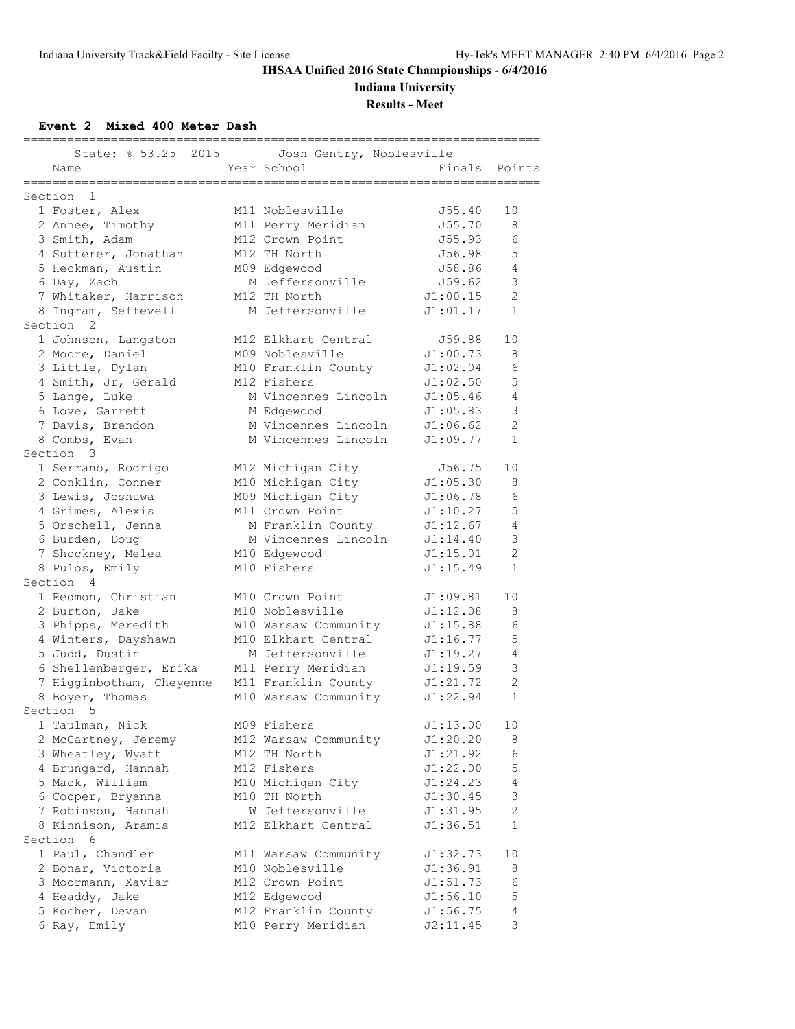# IHSAA Unified 2016 State Championships - 6/4/2016

## Indiana University

### Results - Meet

**Event 2 Mixed 400 Meter Dash**

State: % 53.25 2015 Josh Gentry, Noblesville

| Name | Year | School | Finals | Points |
|---|---|---|---|---|
| **Section 1** | | | | |
| 1 Foster, Alex | M11 | Noblesville | J55.40 | 10 |
| 2 Annee, Timothy | M11 | Perry Meridian | J55.70 | 8 |
| 3 Smith, Adam | M12 | Crown Point | J55.93 | 6 |
| 4 Sutterer, Jonathan | M12 | TH North | J56.98 | 5 |
| 5 Heckman, Austin | M09 | Edgewood | J58.86 | 4 |
| 6 Day, Zach | M | Jeffersonville | J59.62 | 3 |
| 7 Whitaker, Harrison | M12 | TH North | J1:00.15 | 2 |
| 8 Ingram, Seffevell | M | Jeffersonville | J1:01.17 | 1 |
| **Section 2** | | | | |
| 1 Johnson, Langston | M12 | Elkhart Central | J59.88 | 10 |
| 2 Moore, Daniel | M09 | Noblesville | J1:00.73 | 8 |
| 3 Little, Dylan | M10 | Franklin County | J1:02.04 | 6 |
| 4 Smith, Jr, Gerald | M12 | Fishers | J1:02.50 | 5 |
| 5 Lange, Luke | M | Vincennes Lincoln | J1:05.46 | 4 |
| 6 Love, Garrett | M | Edgewood | J1:05.83 | 3 |
| 7 Davis, Brendon | M | Vincennes Lincoln | J1:06.62 | 2 |
| 8 Combs, Evan | M | Vincennes Lincoln | J1:09.77 | 1 |
| **Section 3** | | | | |
| 1 Serrano, Rodrigo | M12 | Michigan City | J56.75 | 10 |
| 2 Conklin, Conner | M10 | Michigan City | J1:05.30 | 8 |
| 3 Lewis, Joshuwa | M09 | Michigan City | J1:06.78 | 6 |
| 4 Grimes, Alexis | M11 | Crown Point | J1:10.27 | 5 |
| 5 Orschell, Jenna | M | Franklin County | J1:12.67 | 4 |
| 6 Burden, Doug | M | Vincennes Lincoln | J1:14.40 | 3 |
| 7 Shockney, Melea | M10 | Edgewood | J1:15.01 | 2 |
| 8 Pulos, Emily | M10 | Fishers | J1:15.49 | 1 |
| **Section 4** | | | | |
| 1 Redmon, Christian | M10 | Crown Point | J1:09.81 | 10 |
| 2 Burton, Jake | M10 | Noblesville | J1:12.08 | 8 |
| 3 Phipps, Meredith | W10 | Warsaw Community | J1:15.88 | 6 |
| 4 Winters, Dayshawn | M10 | Elkhart Central | J1:16.77 | 5 |
| 5 Judd, Dustin | M | Jeffersonville | J1:19.27 | 4 |
| 6 Shellenberger, Erika | M11 | Perry Meridian | J1:19.59 | 3 |
| 7 Higginbotham, Cheyenne | M11 | Franklin County | J1:21.72 | 2 |
| 8 Boyer, Thomas | M10 | Warsaw Community | J1:22.94 | 1 |
| **Section 5** | | | | |
| 1 Taulman, Nick | M09 | Fishers | J1:13.00 | 10 |
| 2 McCartney, Jeremy | M12 | Warsaw Community | J1:20.20 | 8 |
| 3 Wheatley, Wyatt | M12 | TH North | J1:21.92 | 6 |
| 4 Brungard, Hannah | M12 | Fishers | J1:22.00 | 5 |
| 5 Mack, William | M10 | Michigan City | J1:24.23 | 4 |
| 6 Cooper, Bryanna | M10 | TH North | J1:30.45 | 3 |
| 7 Robinson, Hannah | W | Jeffersonville | J1:31.95 | 2 |
| 8 Kinnison, Aramis | M12 | Elkhart Central | J1:36.51 | 1 |
| **Section 6** | | | | |
| 1 Paul, Chandler | M11 | Warsaw Community | J1:32.73 | 10 |
| 2 Bonar, Victoria | M10 | Noblesville | J1:36.91 | 8 |
| 3 Moormann, Xaviar | M12 | Crown Point | J1:51.73 | 6 |
| 4 Headdy, Jake | M12 | Edgewood | J1:56.10 | 5 |
| 5 Kocher, Devan | M12 | Franklin County | J1:56.75 | 4 |
| 6 Ray, Emily | M10 | Perry Meridian | J2:11.45 | 3 |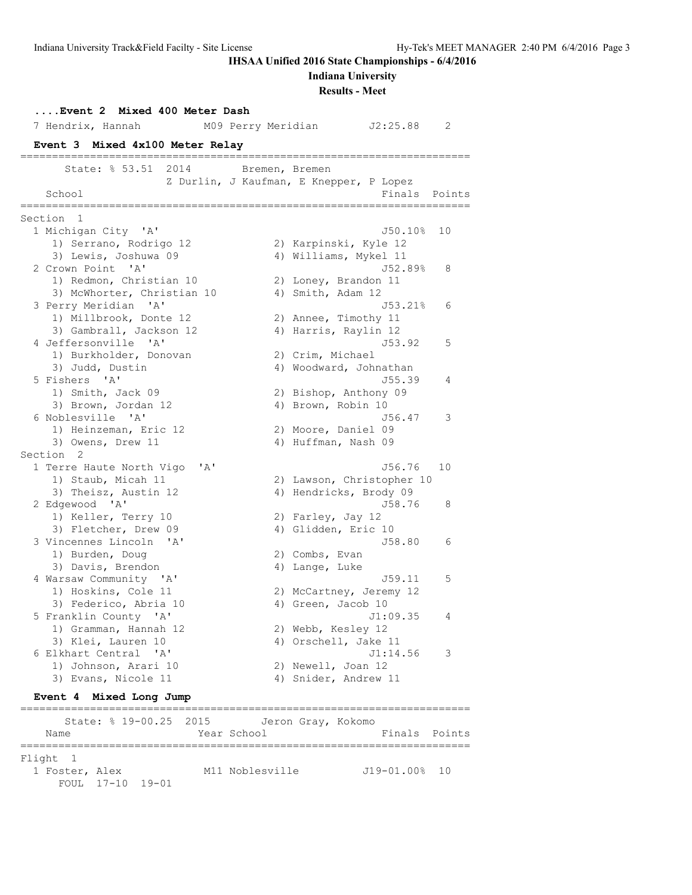**IHSAA Unified 2016 State Championships - 6/4/2016**

**Indiana University**

**Results - Meet**

### ....Event 2 Mixed 400 Meter Dash

| Place | Name | Year | School | Finals | Points |
|---|---|---|---|---|---|
| 7 | Hendrix, Hannah | M09 | Perry Meridian | J2:25.88 | 2 |

### Event 3 Mixed 4x100 Meter Relay

State: % 53.51 2014 Bremen, Bremen
Z Durlin, J Kaufman, E Knepper, P Lopez

| Place | School | Finals | Points |
|---|---|---|---|
| **Section 1** | | | |
| 1 | Michigan City 'A' | J50.10% | 10 |
| | 1) Serrano, Rodrigo 12; 2) Karpinski, Kyle 12; 3) Lewis, Joshuwa 09; 4) Williams, Mykel 11 | | |
| 2 | Crown Point 'A' | J52.89% | 8 |
| | 1) Redmon, Christian 10; 2) Loney, Brandon 11; 3) McWhorter, Christian 10; 4) Smith, Adam 12 | | |
| 3 | Perry Meridian 'A' | J53.21% | 6 |
| | 1) Millbrook, Donte 12; 2) Annee, Timothy 11; 3) Gambrall, Jackson 12; 4) Harris, Raylin 12 | | |
| 4 | Jeffersonville 'A' | J53.92 | 5 |
| | 1) Burkholder, Donovan; 2) Crim, Michael; 3) Judd, Dustin; 4) Woodward, Johnathan | | |
| 5 | Fishers 'A' | J55.39 | 4 |
| | 1) Smith, Jack 09; 2) Bishop, Anthony 09; 3) Brown, Jordan 12; 4) Brown, Robin 10 | | |
| 6 | Noblesville 'A' | J56.47 | 3 |
| | 1) Heinzeman, Eric 12; 2) Moore, Daniel 09; 3) Owens, Drew 11; 4) Huffman, Nash 09 | | |
| **Section 2** | | | |
| 1 | Terre Haute North Vigo 'A' | J56.76 | 10 |
| | 1) Staub, Micah 11; 2) Lawson, Christopher 10; 3) Theisz, Austin 12; 4) Hendricks, Brody 09 | | |
| 2 | Edgewood 'A' | J58.76 | 8 |
| | 1) Keller, Terry 10; 2) Farley, Jay 12; 3) Fletcher, Drew 09; 4) Glidden, Eric 10 | | |
| 3 | Vincennes Lincoln 'A' | J58.80 | 6 |
| | 1) Burden, Doug; 2) Combs, Evan; 3) Davis, Brendon; 4) Lange, Luke | | |
| 4 | Warsaw Community 'A' | J59.11 | 5 |
| | 1) Hoskins, Cole 11; 2) McCartney, Jeremy 12; 3) Federico, Abria 10; 4) Green, Jacob 10 | | |
| 5 | Franklin County 'A' | J1:09.35 | 4 |
| | 1) Gramman, Hannah 12; 2) Webb, Kesley 12; 3) Klei, Lauren 10; 4) Orschell, Jake 11 | | |
| 6 | Elkhart Central 'A' | J1:14.56 | 3 |
| | 1) Johnson, Arari 10; 2) Newell, Joan 12; 3) Evans, Nicole 11; 4) Snider, Andrew 11 | | |

### Event 4 Mixed Long Jump

State: % 19-00.25 2015 Jeron Gray, Kokomo

| Place | Name | Year | School | Finals | Points |
|---|---|---|---|---|---|
| **Flight 1** | | | | | |
| 1 | Foster, Alex | M11 | Noblesville | J19-01.00% | 10 |
| | FOUL 17-10 19-01 | | | | |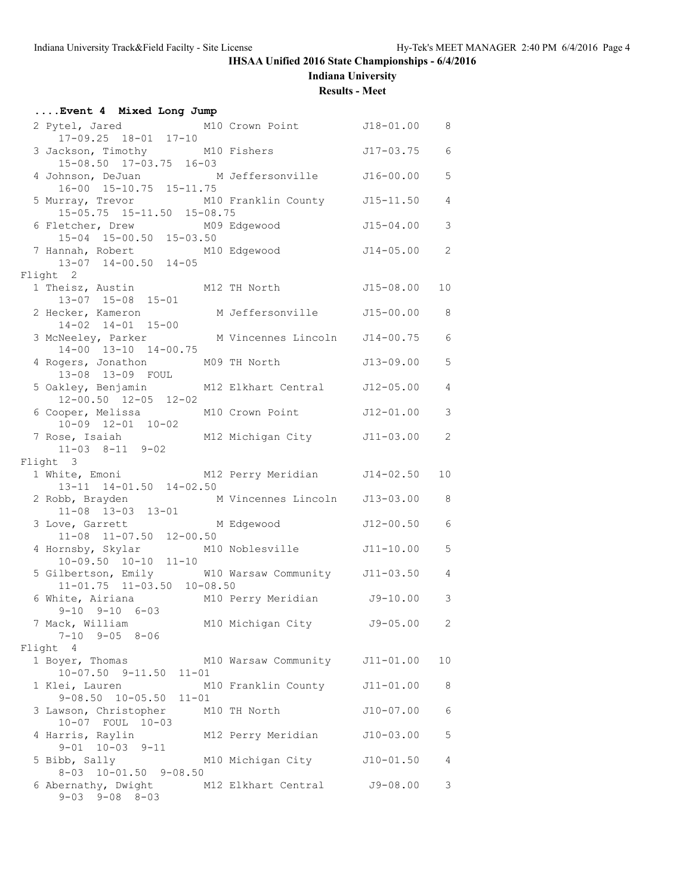**IHSAA Unified 2016 State Championships - 6/4/2016**

**Indiana University**

**Results - Meet**

```
....Event 4  Mixed Long Jump
  2 Pytel, Jared             M10 Crown Point         J18-01.00    8
      17-09.25  18-01  17-10
  3 Jackson, Timothy         M10 Fishers             J17-03.75    6
      15-08.50  17-03.75  16-03
  4 Johnson, DeJuan           M Jeffersonville       J16-00.00    5
      16-00  15-10.75  15-11.75
  5 Murray, Trevor           M10 Franklin County     J15-11.50    4
      15-05.75  15-11.50  15-08.75
  6 Fletcher, Drew           M09 Edgewood            J15-04.00    3
      15-04  15-00.50  15-03.50
  7 Hannah, Robert           M10 Edgewood            J14-05.00    2
      13-07  14-00.50  14-05
Flight  2
  1 Theisz, Austin           M12 TH North            J15-08.00   10
      13-07  15-08  15-01
  2 Hecker, Kameron           M Jeffersonville       J15-00.00    8
      14-02  14-01  15-00
  3 McNeeley, Parker          M Vincennes Lincoln    J14-00.75    6
      14-00  13-10  14-00.75
  4 Rogers, Jonathon         M09 TH North            J13-09.00    5
      13-08  13-09  FOUL
  5 Oakley, Benjamin         M12 Elkhart Central     J12-05.00    4
      12-00.50  12-05  12-02
  6 Cooper, Melissa          M10 Crown Point         J12-01.00    3
      10-09  12-01  10-02
  7 Rose, Isaiah             M12 Michigan City       J11-03.00    2
      11-03  8-11  9-02
Flight  3
  1 White, Emoni             M12 Perry Meridian      J14-02.50   10
      13-11  14-01.50  14-02.50
  2 Robb, Brayden             M Vincennes Lincoln    J13-03.00    8
      11-08  13-03  13-01
  3 Love, Garrett             M Edgewood             J12-00.50    6
      11-08  11-07.50  12-00.50
  4 Hornsby, Skylar          M10 Noblesville         J11-10.00    5
      10-09.50  10-10  11-10
  5 Gilbertson, Emily        W10 Warsaw Community    J11-03.50    4
      11-01.75  11-03.50  10-08.50
  6 White, Airiana           M10 Perry Meridian       J9-10.00    3
      9-10  9-10  6-03
  7 Mack, William            M10 Michigan City        J9-05.00    2
      7-10  9-05  8-06
Flight  4
  1 Boyer, Thomas            M10 Warsaw Community    J11-01.00   10
      10-07.50  9-11.50  11-01
  1 Klei, Lauren             M10 Franklin County     J11-01.00    8
      9-08.50  10-05.50  11-01
  3 Lawson, Christopher      M10 TH North            J10-07.00    6
      10-07  FOUL  10-03
  4 Harris, Raylin           M12 Perry Meridian      J10-03.00    5
      9-01  10-03  9-11
  5 Bibb, Sally              M10 Michigan City       J10-01.50    4
      8-03  10-01.50  9-08.50
  6 Abernathy, Dwight        M12 Elkhart Central      J9-08.00    3
      9-03  9-08  8-03
```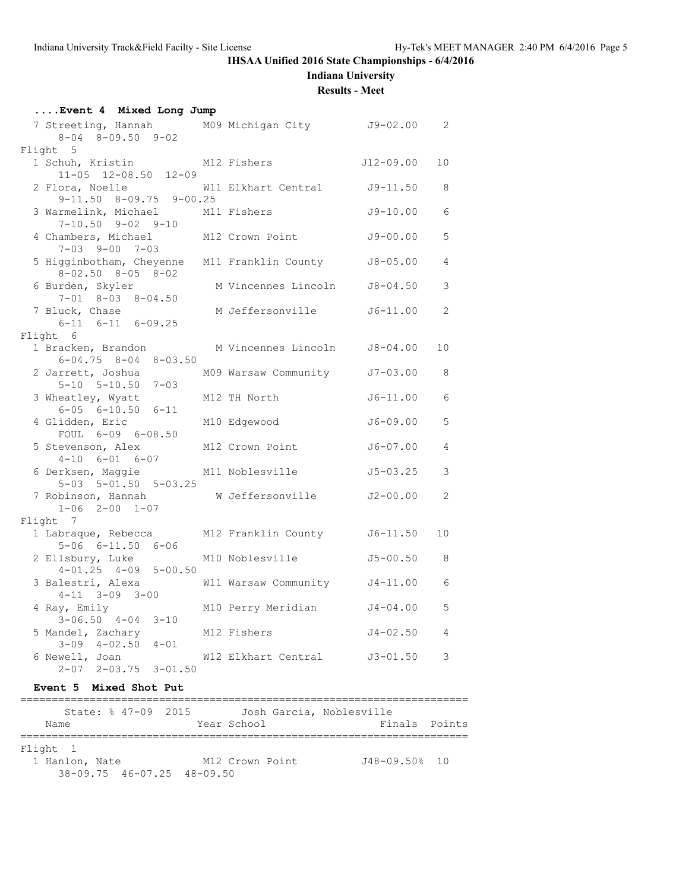# IHSAA Unified 2016 State Championships - 6/4/2016

## Indiana University

### Results - Meet

#### ....Event 4 Mixed Long Jump

| Place | Name | Year | School | Finals | Points | Attempts |
|---|---|---|---|---|---|---|
| 7 | Streeting, Hannah | M09 | Michigan City | J9-02.00 | 2 | 8-04 8-09.50 9-02 |
| **Flight 5** | | | | | | |
| 1 | Schuh, Kristin | M12 | Fishers | J12-09.00 | 10 | 11-05 12-08.50 12-09 |
| 2 | Flora, Noelle | W11 | Elkhart Central | J9-11.50 | 8 | 9-11.50 8-09.75 9-00.25 |
| 3 | Warmelink, Michael | M11 | Fishers | J9-10.00 | 6 | 7-10.50 9-02 9-10 |
| 4 | Chambers, Michael | M12 | Crown Point | J9-00.00 | 5 | 7-03 9-00 7-03 |
| 5 | Higginbotham, Cheyenne | M11 | Franklin County | J8-05.00 | 4 | 8-02.50 8-05 8-02 |
| 6 | Burden, Skyler | M | Vincennes Lincoln | J8-04.50 | 3 | 7-01 8-03 8-04.50 |
| 7 | Bluck, Chase | M | Jeffersonville | J6-11.00 | 2 | 6-11 6-11 6-09.25 |
| **Flight 6** | | | | | | |
| 1 | Bracken, Brandon | M | Vincennes Lincoln | J8-04.00 | 10 | 6-04.75 8-04 8-03.50 |
| 2 | Jarrett, Joshua | M09 | Warsaw Community | J7-03.00 | 8 | 5-10 5-10.50 7-03 |
| 3 | Wheatley, Wyatt | M12 | TH North | J6-11.00 | 6 | 6-05 6-10.50 6-11 |
| 4 | Glidden, Eric | M10 | Edgewood | J6-09.00 | 5 | FOUL 6-09 6-08.50 |
| 5 | Stevenson, Alex | M12 | Crown Point | J6-07.00 | 4 | 4-10 6-01 6-07 |
| 6 | Derksen, Maggie | M11 | Noblesville | J5-03.25 | 3 | 5-03 5-01.50 5-03.25 |
| 7 | Robinson, Hannah | W | Jeffersonville | J2-00.00 | 2 | 1-06 2-00 1-07 |
| **Flight 7** | | | | | | |
| 1 | Labraque, Rebecca | M12 | Franklin County | J6-11.50 | 10 | 5-06 6-11.50 6-06 |
| 2 | Ellsbury, Luke | M10 | Noblesville | J5-00.50 | 8 | 4-01.25 4-09 5-00.50 |
| 3 | Balestri, Alexa | W11 | Warsaw Community | J4-11.00 | 6 | 4-11 3-09 3-00 |
| 4 | Ray, Emily | M10 | Perry Meridian | J4-04.00 | 5 | 3-06.50 4-04 3-10 |
| 5 | Mandel, Zachary | M12 | Fishers | J4-02.50 | 4 | 3-09 4-02.50 4-01 |
| 6 | Newell, Joan | W12 | Elkhart Central | J3-01.50 | 3 | 2-07 2-03.75 3-01.50 |

#### Event 5 Mixed Shot Put

State: % 47-09 2015 Josh Garcia, Noblesville

| Place | Name | Year | School | Finals | Points | Attempts |
|---|---|---|---|---|---|---|
| **Flight 1** | | | | | | |
| 1 | Hanlon, Nate | M12 | Crown Point | J48-09.50% | 10 | 38-09.75 46-07.25 48-09.50 |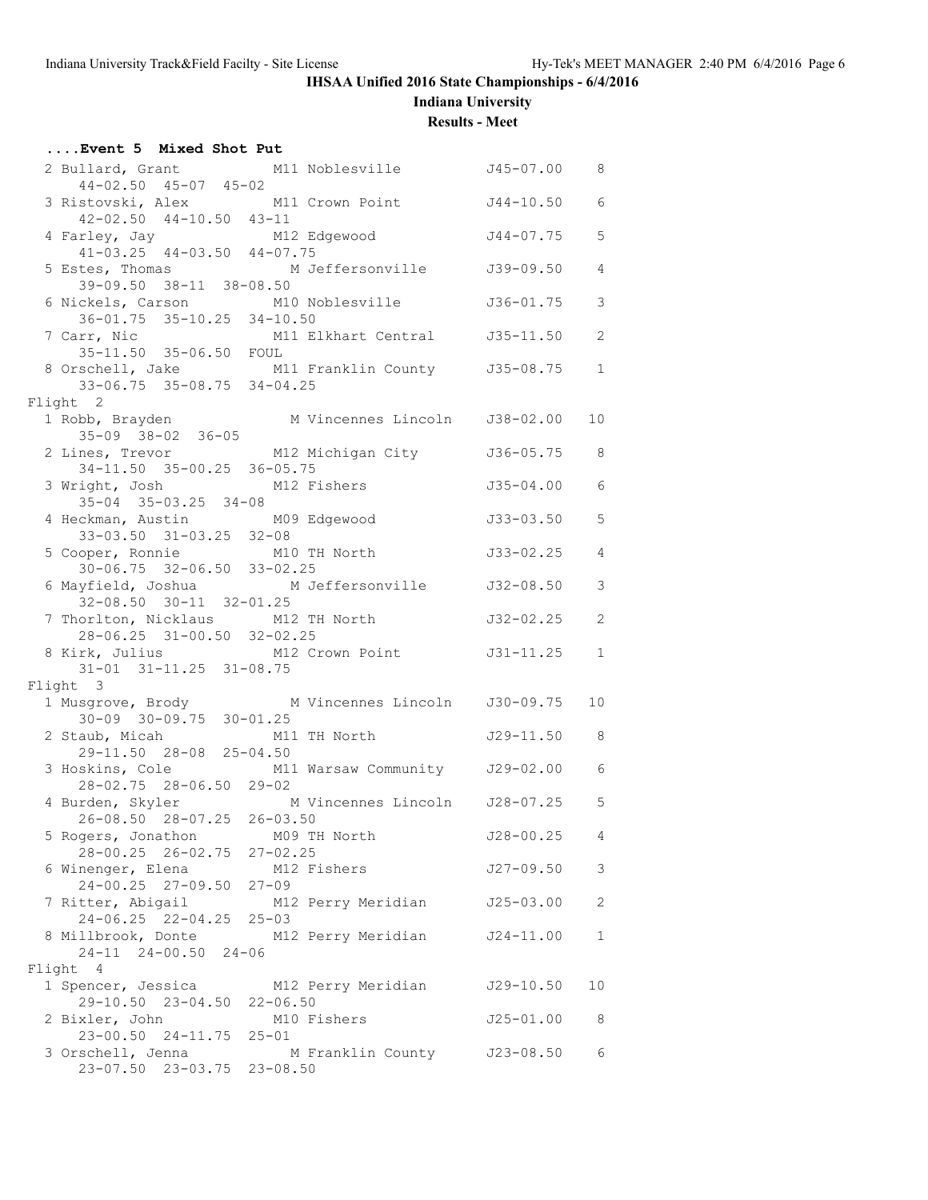## IHSAA Unified 2016 State Championships - 6/4/2016

### Indiana University

### Results - Meet

**....Event 5 Mixed Shot Put**

```
  2 Bullard, Grant           M11 Noblesville          J45-07.00    8 
      44-02.50  45-07  45-02 
  3 Ristovski, Alex          M11 Crown Point          J44-10.50    6 
      42-02.50  44-10.50  43-11 
  4 Farley, Jay              M12 Edgewood             J44-07.75    5 
      41-03.25  44-03.50  44-07.75 
  5 Estes, Thomas            M Jeffersonville         J39-09.50    4 
      39-09.50  38-11  38-08.50 
  6 Nickels, Carson          M10 Noblesville          J36-01.75    3 
      36-01.75  35-10.25  34-10.50 
  7 Carr, Nic                M11 Elkhart Central      J35-11.50    2 
      35-11.50  35-06.50  FOUL 
  8 Orschell, Jake           M11 Franklin County      J35-08.75    1 
      33-06.75  35-08.75  34-04.25 
Flight  2 
  1 Robb, Brayden            M Vincennes Lincoln      J38-02.00   10 
      35-09  38-02  36-05 
  2 Lines, Trevor            M12 Michigan City        J36-05.75    8 
      34-11.50  35-00.25  36-05.75 
  3 Wright, Josh             M12 Fishers              J35-04.00    6 
      35-04  35-03.25  34-08 
  4 Heckman, Austin          M09 Edgewood             J33-03.50    5 
      33-03.50  31-03.25  32-08 
  5 Cooper, Ronnie           M10 TH North             J33-02.25    4 
      30-06.75  32-06.50  33-02.25 
  6 Mayfield, Joshua         M Jeffersonville         J32-08.50    3 
      32-08.50  30-11  32-01.25 
  7 Thorlton, Nicklaus       M12 TH North             J32-02.25    2 
      28-06.25  31-00.50  32-02.25 
  8 Kirk, Julius             M12 Crown Point          J31-11.25    1 
      31-01  31-11.25  31-08.75 
Flight  3 
  1 Musgrove, Brody          M Vincennes Lincoln      J30-09.75   10 
      30-09  30-09.75  30-01.25 
  2 Staub, Micah             M11 TH North             J29-11.50    8 
      29-11.50  28-08  25-04.50 
  3 Hoskins, Cole            M11 Warsaw Community     J29-02.00    6 
      28-02.75  28-06.50  29-02 
  4 Burden, Skyler           M Vincennes Lincoln      J28-07.25    5 
      26-08.50  28-07.25  26-03.50 
  5 Rogers, Jonathon         M09 TH North             J28-00.25    4 
      28-00.25  26-02.75  27-02.25 
  6 Winenger, Elena          M12 Fishers              J27-09.50    3 
      24-00.25  27-09.50  27-09 
  7 Ritter, Abigail          M12 Perry Meridian       J25-03.00    2 
      24-06.25  22-04.25  25-03 
  8 Millbrook, Donte         M12 Perry Meridian       J24-11.00    1 
      24-11  24-00.50  24-06 
Flight  4 
  1 Spencer, Jessica         M12 Perry Meridian       J29-10.50   10 
      29-10.50  23-04.50  22-06.50 
  2 Bixler, John             M10 Fishers              J25-01.00    8 
      23-00.50  24-11.75  25-01 
  3 Orschell, Jenna          M Franklin County        J23-08.50    6 
      23-07.50  23-03.75  23-08.50 
```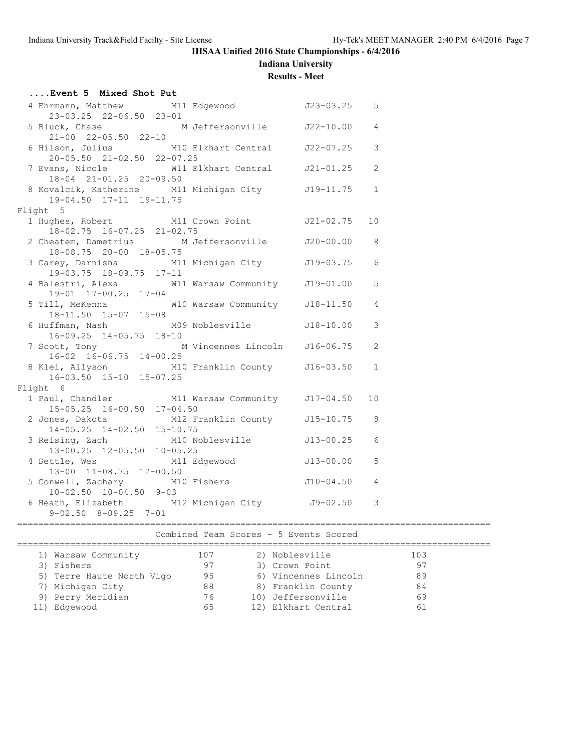## IHSAA Unified 2016 State Championships - 6/4/2016

**Indiana University**

**Results - Meet**

### ....Event 5 Mixed Shot Put

```
  4 Ehrmann, Matthew         M11 Edgewood             J23-03.25   5
      23-03.25  22-06.50  23-01
  5 Bluck, Chase               M Jeffersonville       J22-10.00   4
      21-00  22-05.50  22-10
  6 Hilson, Julius           M10 Elkhart Central      J22-07.25   3
      20-05.50  21-02.50  22-07.25
  7 Evans, Nicole            W11 Elkhart Central      J21-01.25   2
      18-04  21-01.25  20-09.50
  8 Kovalcik, Katherine      M11 Michigan City        J19-11.75   1
      19-04.50  17-11  19-11.75
Flight  5
  1 Hughes, Robert           M11 Crown Point          J21-02.75  10
      18-02.75  16-07.25  21-02.75
  2 Cheatem, Dametrius         M Jeffersonville       J20-00.00   8
      18-08.75  20-00  18-05.75
  3 Carey, Darnisha          M11 Michigan City        J19-03.75   6
      19-03.75  18-09.75  17-11
  4 Balestri, Alexa          W11 Warsaw Community     J19-01.00   5
      19-01  17-00.25  17-04
  5 Till, MeKenna            W10 Warsaw Community     J18-11.50   4
      18-11.50  15-07  15-08
  6 Huffman, Nash            M09 Noblesville          J18-10.00   3
      16-09.25  14-05.75  18-10
  7 Scott, Tony                M Vincennes Lincoln    J16-06.75   2
      16-02  16-06.75  14-00.25
  8 Klei, Allyson            M10 Franklin County      J16-03.50   1
      16-03.50  15-10  15-07.25
Flight  6
  1 Paul, Chandler           M11 Warsaw Community     J17-04.50  10
      15-05.25  16-00.50  17-04.50
  2 Jones, Dakota            M12 Franklin County      J15-10.75   8
      14-05.25  14-02.50  15-10.75
  3 Reising, Zach            M10 Noblesville          J13-00.25   6
      13-00.25  12-05.50  10-05.25
  4 Settle, Wes              M11 Edgewood             J13-00.00   5
      13-00  11-08.75  12-00.50
  5 Conwell, Zachary         M10 Fishers              J10-04.50   4
      10-02.50  10-04.50  9-03
  6 Heath, Elizabeth         M12 Michigan City         J9-02.50   3
      9-02.50  8-09.25  7-01
```

### Combined Team Scores - 5 Events Scored

| | | | |
|---|---|---|---|
| 1) Warsaw Community | 107 | 2) Noblesville | 103 |
| 3) Fishers | 97 | 3) Crown Point | 97 |
| 5) Terre Haute North Vigo | 95 | 6) Vincennes Lincoln | 89 |
| 7) Michigan City | 88 | 8) Franklin County | 84 |
| 9) Perry Meridian | 76 | 10) Jeffersonville | 69 |
| 11) Edgewood | 65 | 12) Elkhart Central | 61 |